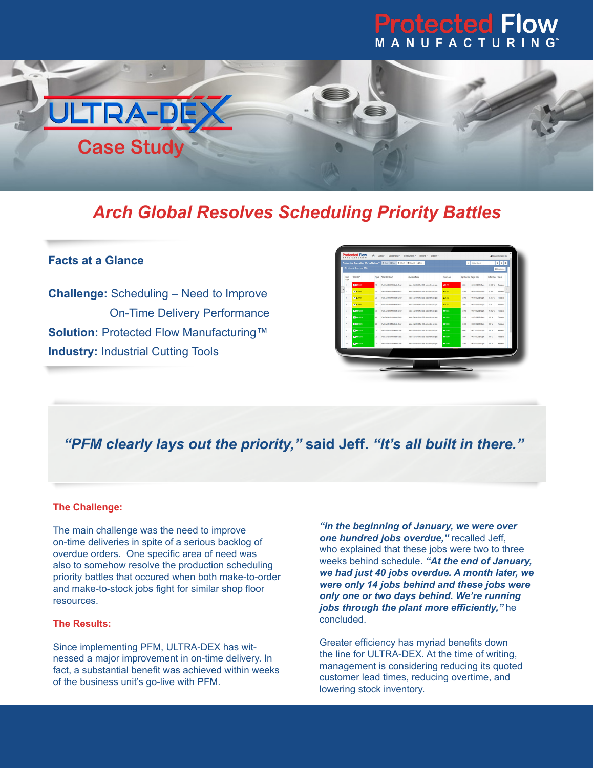# Protected Flow MANUFACTURING™

## ULTRA-DEX Case Study

# Arch Global Resolves Scheduling Priority Battles

### Facts at a Glance

**Challenge:** Scheduling – Need to Improve On-Time Delivery Performance
**Solution:** Protected Flow Manufacturing™
**Industry:** Industrial Cutting Tools

> ***"PFM clearly lays out the priority,"*** **said Jeff.** ***"It's all built in there."***

### The Challenge:

The main challenge was the need to improve on-time deliveries in spite of a serious backlog of overdue orders. One specific area of need was also to somehow resolve the production scheduling priority battles that occured when both make-to-order and make-to-stock jobs fight for similar shop floor resources.

### The Results:

Since implementing PFM, ULTRA-DEX has witnessed a major improvement in on-time delivery. In fact, a substantial benefit was achieved within weeks of the business unit's go-live with PFM.

***"In the beginning of January, we were over one hundred jobs overdue,"*** recalled Jeff, who explained that these jobs were two to three weeks behind schedule. ***"At the end of January, we had just 40 jobs overdue. A month later, we were only 14 jobs behind and these jobs were only one or two days behind. We're running jobs through the plant more efficiently,"*** he concluded.

Greater efficiency has myriad benefits down the line for ULTRA-DEX. At the time of writing, management is considering reducing its quoted customer lead times, reducing overtime, and lowering stock inventory.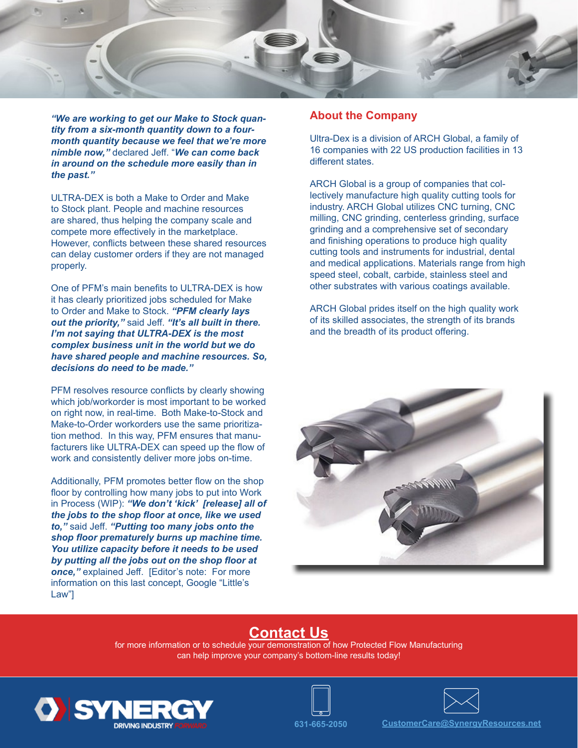***"We are working to get our Make to Stock quantity from a six-month quantity down to a four-month quantity because we feel that we're more nimble now,"*** declared Jeff. "***We can come back in around on the schedule more easily than in the past."***

ULTRA-DEX is both a Make to Order and Make to Stock plant. People and machine resources are shared, thus helping the company scale and compete more effectively in the marketplace. However, conflicts between these shared resources can delay customer orders if they are not managed properly.

One of PFM's main benefits to ULTRA-DEX is how it has clearly prioritized jobs scheduled for Make to Order and Make to Stock. ***"PFM clearly lays out the priority,"*** said Jeff. ***"It's all built in there. I'm not saying that ULTRA-DEX is the most complex business unit in the world but we do have shared people and machine resources. So, decisions do need to be made."***

PFM resolves resource conflicts by clearly showing which job/workorder is most important to be worked on right now, in real-time. Both Make-to-Stock and Make-to-Order workorders use the same prioritization method. In this way, PFM ensures that manufacturers like ULTRA-DEX can speed up the flow of work and consistently deliver more jobs on-time.

Additionally, PFM promotes better flow on the shop floor by controlling how many jobs to put into Work in Process (WIP): ***"We don't 'kick' [release] all of the jobs to the shop floor at once, like we used to,"*** said Jeff. ***"Putting too many jobs onto the shop floor prematurely burns up machine time. You utilize capacity before it needs to be used by putting all the jobs out on the shop floor at once,"*** explained Jeff. [Editor's note: For more information on this last concept, Google "Little's Law"]

## About the Company

Ultra-Dex is a division of ARCH Global, a family of 16 companies with 22 US production facilities in 13 different states.

ARCH Global is a group of companies that collectively manufacture high quality cutting tools for industry. ARCH Global utilizes CNC turning, CNC milling, CNC grinding, centerless grinding, surface grinding and a comprehensive set of secondary and finishing operations to produce high quality cutting tools and instruments for industrial, dental and medical applications. Materials range from high speed steel, cobalt, carbide, stainless steel and other substrates with various coatings available.

ARCH Global prides itself on the high quality work of its skilled associates, the strength of its brands and the breadth of its product offering.

## Contact Us

for more information or to schedule your demonstration of how Protected Flow Manufacturing can help improve your company's bottom-line results today!

SYNERGY
DRIVING INDUSTRY FORWARD

631-665-2050

CustomerCare@SynergyResources.net